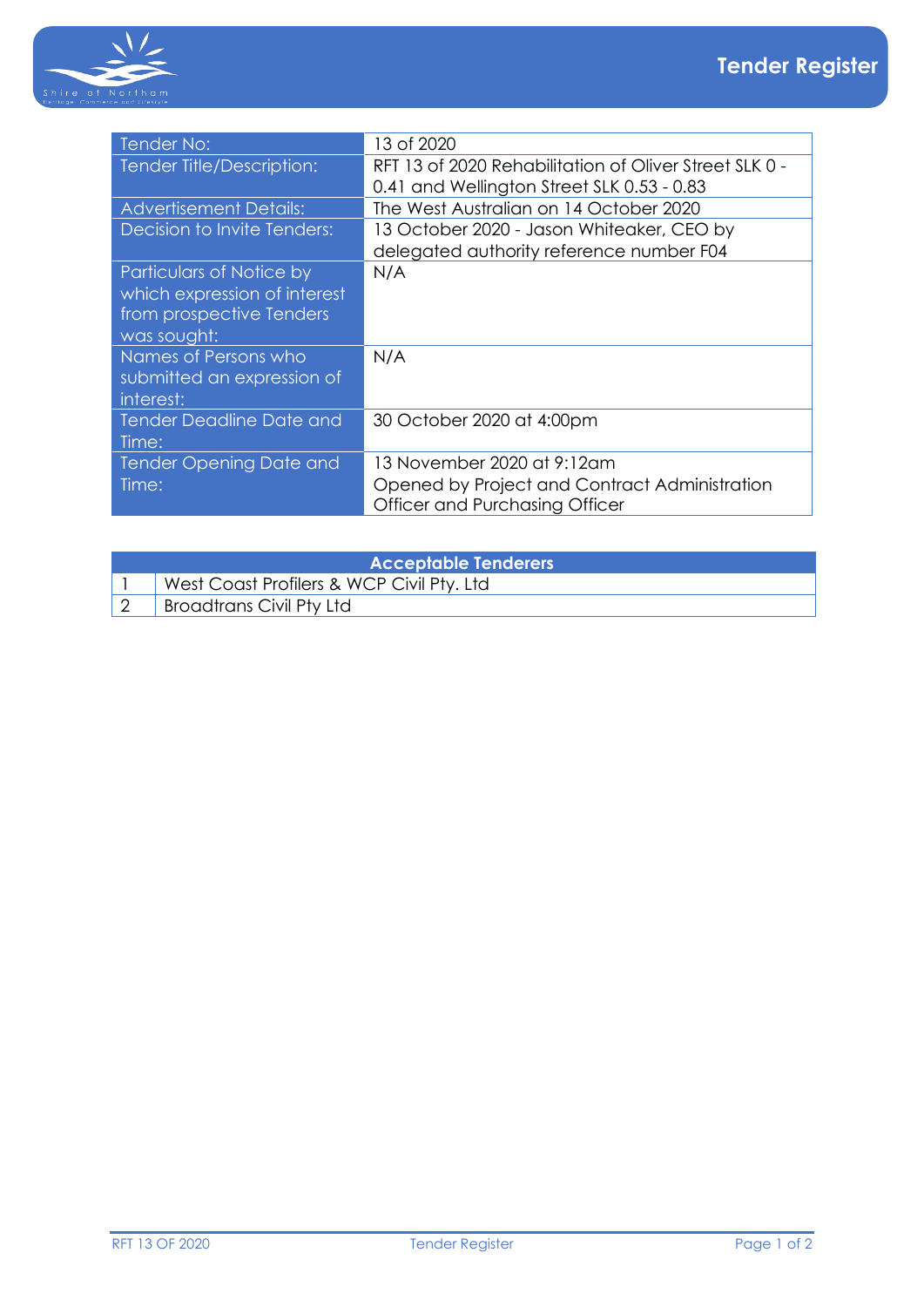# Tender Register

| Tender No: | 13 of 2020 |
|---|---|
| Tender Title/Description: | RFT 13 of 2020 Rehabilitation of Oliver Street SLK 0 - 0.41 and Wellington Street SLK 0.53 - 0.83 |
| Advertisement Details: | The West Australian on 14 October 2020 |
| Decision to Invite Tenders: | 13 October 2020 - Jason Whiteaker, CEO by delegated authority reference number F04 |
| Particulars of Notice by which expression of interest from prospective Tenders was sought: | N/A |
| Names of Persons who submitted an expression of interest: | N/A |
| Tender Deadline Date and Time: | 30 October 2020 at 4:00pm |
| Tender Opening Date and Time: | 13 November 2020 at 9:12am<br>Opened by Project and Contract Administration Officer and Purchasing Officer |

| Acceptable Tenderers | |
|---|---|
| 1 | West Coast Profilers & WCP Civil Pty. Ltd |
| 2 | Broadtrans Civil Pty Ltd |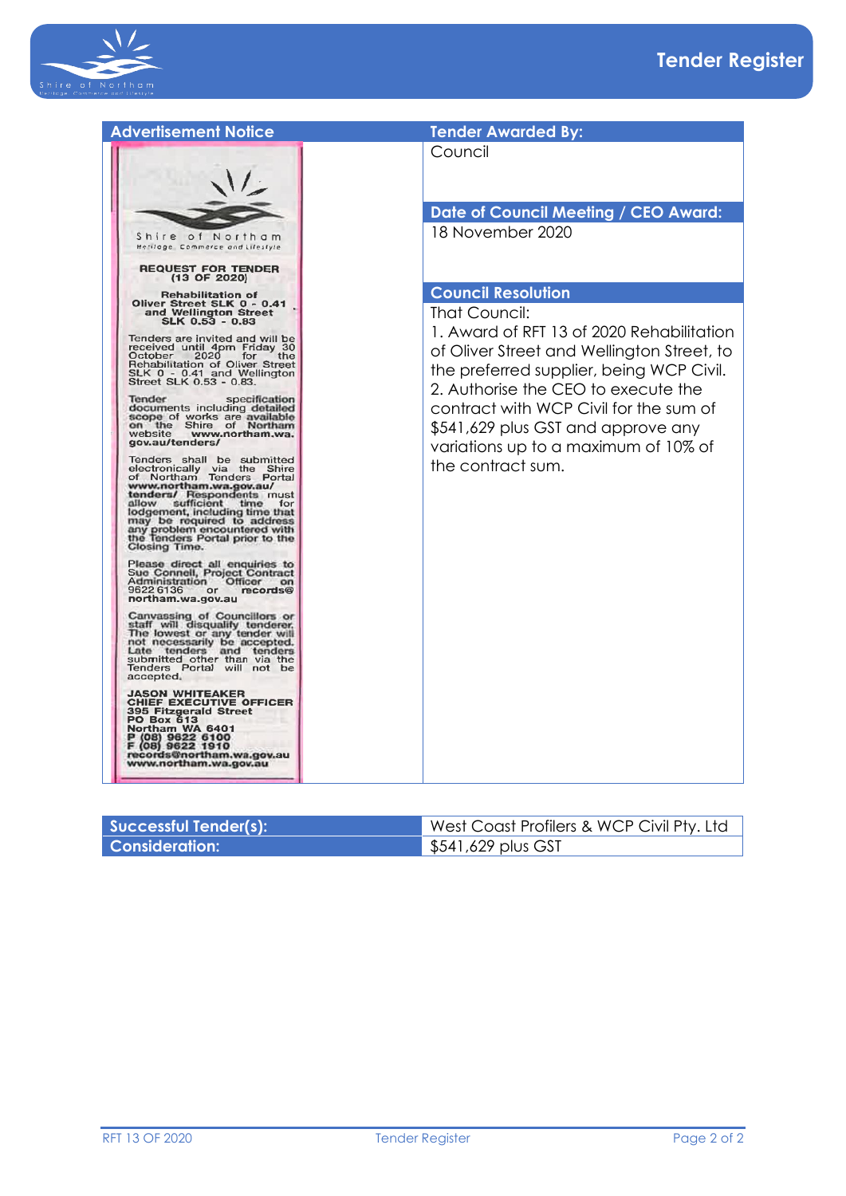# Tender Register

| Advertisement Notice | Tender Awarded By: |
|---|---|
| Shire of Northam<br>Heritage Commerce and Lifestyle<br><br>**REQUEST FOR TENDER (13 OF 2020)**<br><br>**Rehabilitation of Oliver Street SLK 0 - 0.41 and Wellington Street SLK 0.53 - 0.83**<br><br>Tenders are invited and will be received until 4pm Friday 30 October 2020 for the Rehabilitation of Oliver Street SLK 0 - 0.41 and Wellington Street SLK 0.53 - 0.83.<br><br>Tender specification documents including detailed scope of works are available on the Shire of Northam website **www.northam.wa.gov.au/tenders/**<br><br>Tenders shall be submitted electronically via the Shire of Northam Tenders Portal **www.northam.wa.gov.au/tenders/** Respondents must allow sufficient time for lodgement, including time that may be required to address any problem encountered with the Tenders Portal prior to the Closing Time.<br><br>Please direct all enquiries to Sue Connell, Project Contract Administration Officer on 9622 6136 or **records@northam.wa.gov.au**<br><br>Canvassing of Councillors or staff will disqualify tenderer. The lowest or any tender will not necessarily be accepted. Late tenders and tenders submitted other than via the Tenders Portal will not be accepted.<br><br>**JASON WHITEAKER**<br>**CHIEF EXECUTIVE OFFICER**<br>**395 Fitzgerald Street**<br>**PO Box 613**<br>**Northam WA 6401**<br>**P (08) 9622 6100**<br>**F (08) 9622 1910**<br>**records@northam.wa.gov.au**<br>**www.northam.wa.gov.au** | Council<br><br>**Date of Council Meeting / CEO Award:**<br>18 November 2020<br><br>**Council Resolution**<br>That Council:<br>1. Award of RFT 13 of 2020 Rehabilitation of Oliver Street and Wellington Street, to the preferred supplier, being WCP Civil.<br>2. Authorise the CEO to execute the contract with WCP Civil for the sum of $541,629 plus GST and approve any variations up to a maximum of 10% of the contract sum. |

| | |
|---|---|
| **Successful Tender(s):** | West Coast Profilers & WCP Civil Pty. Ltd |
| **Consideration:** | $541,629 plus GST |